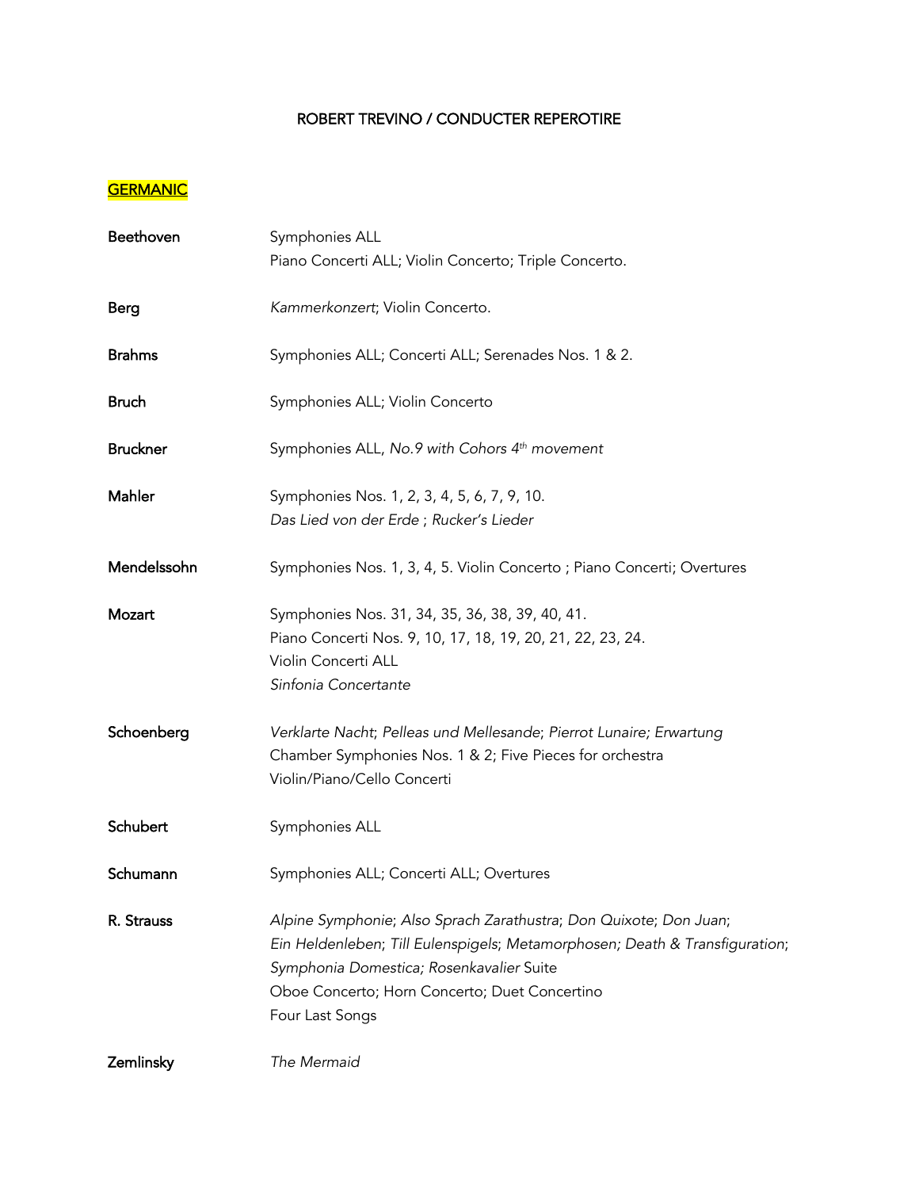# ROBERT TREVINO / CONDUCTER REPEROTIRE

## GERMANIC

**Beethoven**
Symphonies ALL
Piano Concerti ALL; Violin Concerto; Triple Concerto.

**Berg**
*Kammerkonzert*; Violin Concerto.

**Brahms**
Symphonies ALL; Concerti ALL; Serenades Nos. 1 & 2.

**Bruch**
Symphonies ALL; Violin Concerto

**Bruckner**
Symphonies ALL, *No.9 with Cohors 4th movement*

**Mahler**
Symphonies Nos. 1, 2, 3, 4, 5, 6, 7, 9, 10.
*Das Lied von der Erde* ; *Rucker's Lieder*

**Mendelssohn**
Symphonies Nos. 1, 3, 4, 5. Violin Concerto ; Piano Concerti; Overtures

**Mozart**
Symphonies Nos. 31, 34, 35, 36, 38, 39, 40, 41.
Piano Concerti Nos. 9, 10, 17, 18, 19, 20, 21, 22, 23, 24.
Violin Concerti ALL
*Sinfonia Concertante*

**Schoenberg**
*Verklarte Nacht*; *Pelleas und Mellesande*; *Pierrot Lunaire; Erwartung*
Chamber Symphonies Nos. 1 & 2; Five Pieces for orchestra
Violin/Piano/Cello Concerti

**Schubert**
Symphonies ALL

**Schumann**
Symphonies ALL; Concerti ALL; Overtures

**R. Strauss**
*Alpine Symphonie*; *Also Sprach Zarathustra*; *Don Quixote*; *Don Juan*;
*Ein Heldenleben*; *Till Eulenspigels*; *Metamorphosen; Death & Transfiguration*;
*Symphonia Domestica; Rosenkavalier* Suite
Oboe Concerto; Horn Concerto; Duet Concertino
Four Last Songs

**Zemlinsky**
*The Mermaid*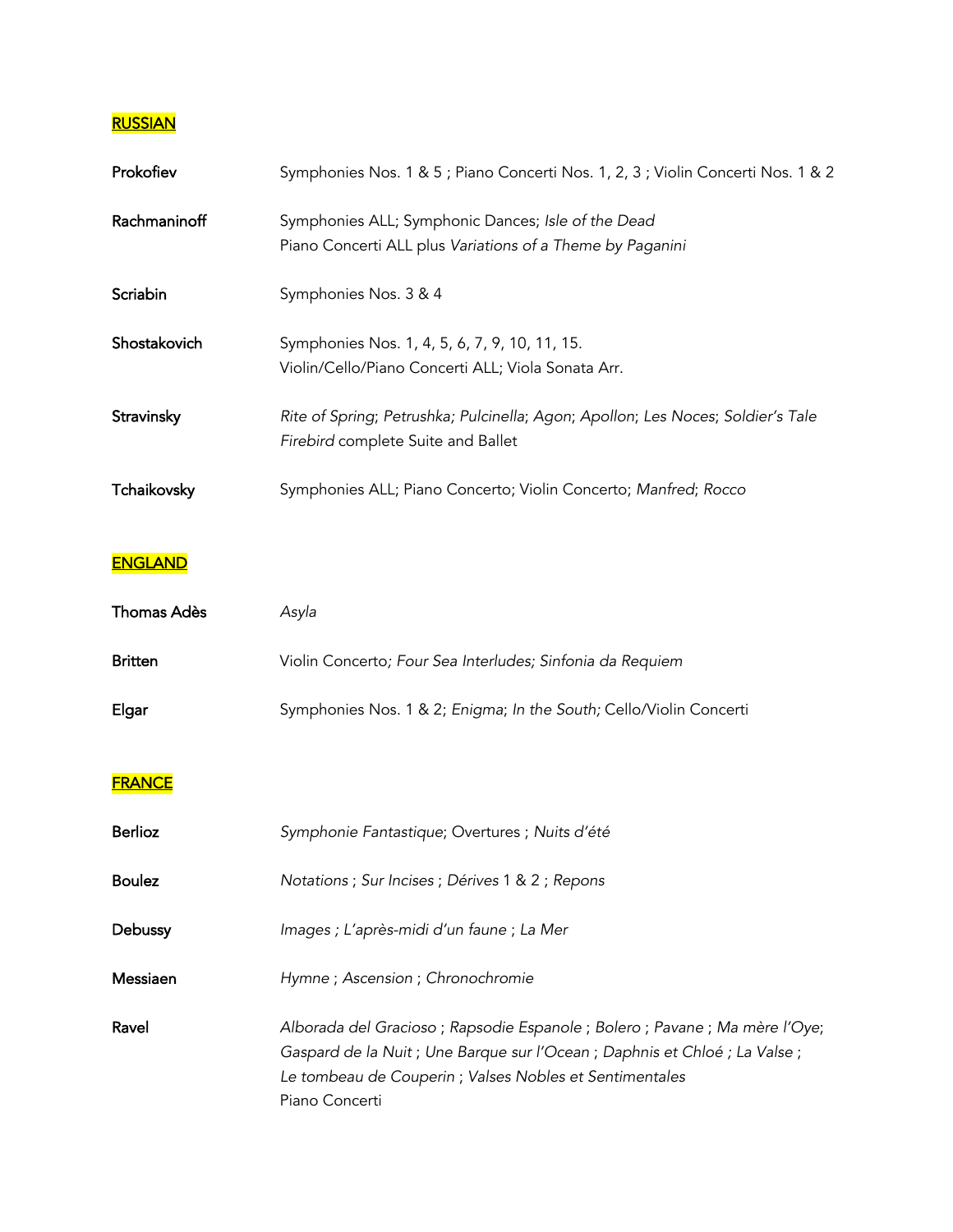## RUSSIAN

| | |
|---|---|
| **Prokofiev** | Symphonies Nos. 1 & 5 ; Piano Concerti Nos. 1, 2, 3 ; Violin Concerti Nos. 1 & 2 |
| **Rachmaninoff** | Symphonies ALL; Symphonic Dances; *Isle of the Dead*<br>Piano Concerti ALL plus *Variations of a Theme by Paganini* |
| **Scriabin** | Symphonies Nos. 3 & 4 |
| **Shostakovich** | Symphonies Nos. 1, 4, 5, 6, 7, 9, 10, 11, 15.<br>Violin/Cello/Piano Concerti ALL; Viola Sonata Arr. |
| **Stravinsky** | *Rite of Spring*; *Petrushka; Pulcinella*; *Agon*; *Apollon*; *Les Noces*; *Soldier's Tale*<br>*Firebird* complete Suite and Ballet |
| **Tchaikovsky** | Symphonies ALL; Piano Concerto; Violin Concerto; *Manfred*; *Rocco* |

## ENGLAND

| | |
|---|---|
| **Thomas Adès** | *Asyla* |
| **Britten** | Violin Concerto*; Four Sea Interludes; Sinfonia da Requiem* |
| **Elgar** | Symphonies Nos. 1 & 2; *Enigma*; *In the South;* Cello/Violin Concerti |

## FRANCE

| | |
|---|---|
| **Berlioz** | *Symphonie Fantastique*; Overtures ; *Nuits d'été* |
| **Boulez** | *Notations* ; *Sur Incises* ; *Dérives* 1 & 2 ; *Repons* |
| **Debussy** | *Images ; L'après-midi d'un faune* ; *La Mer* |
| **Messiaen** | *Hymne* ; *Ascension* ; *Chronochromie* |
| **Ravel** | *Alborada del Gracioso* ; *Rapsodie Espanole* ; *Bolero* ; *Pavane* ; *Ma mère l'Oye*;<br>*Gaspard de la Nuit* ; *Une Barque sur l'Ocean* ; *Daphnis et Chloé ; La Valse* ;<br>*Le tombeau de Couperin* ; *Valses Nobles et Sentimentales*<br>Piano Concerti |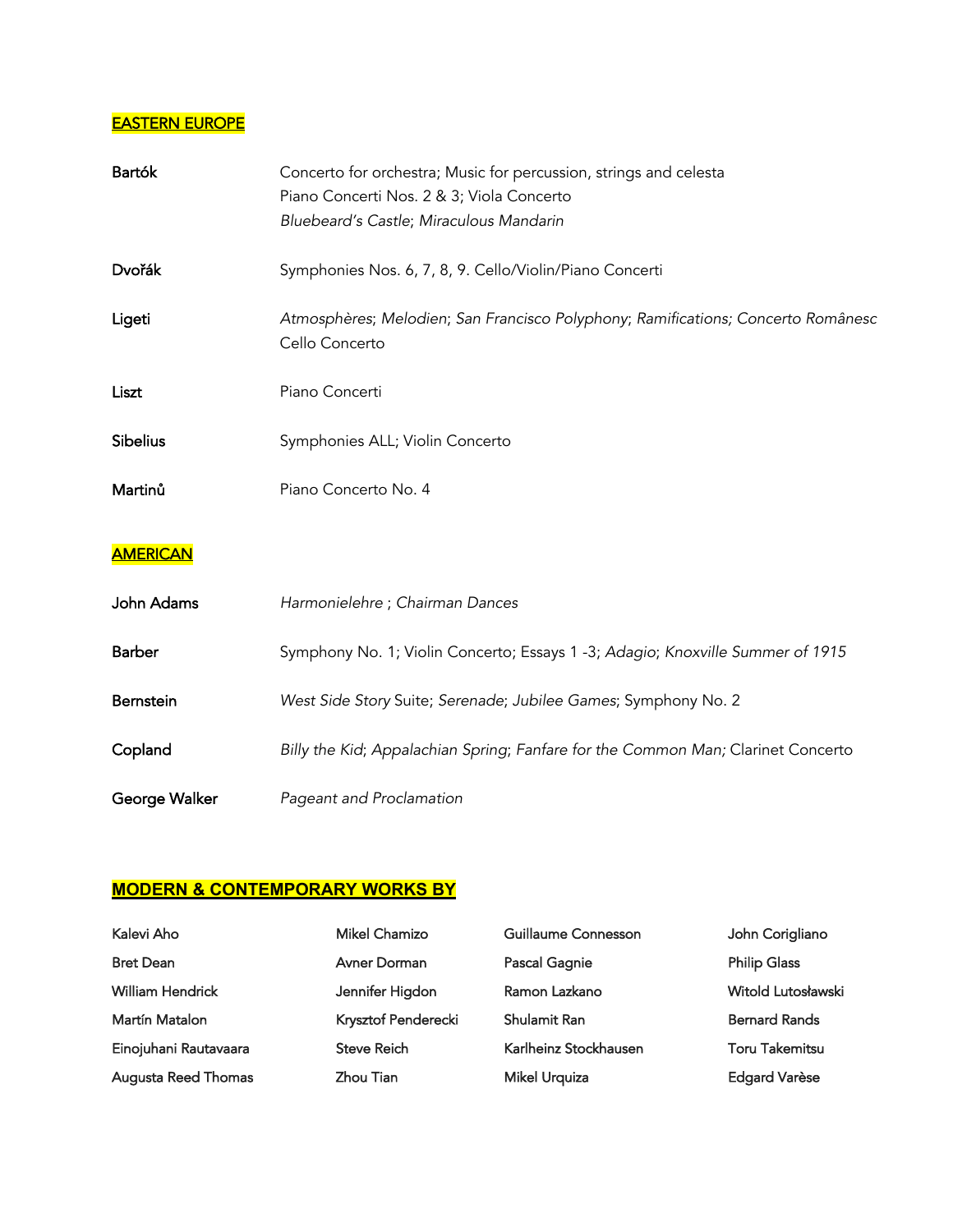## EASTERN EUROPE

**Bartók** — Concerto for orchestra; Music for percussion, strings and celesta
Piano Concerti Nos. 2 & 3; Viola Concerto
*Bluebeard's Castle*; *Miraculous Mandarin*

**Dvořák** — Symphonies Nos. 6, 7, 8, 9. Cello/Violin/Piano Concerti

**Ligeti** — *Atmosphères*; *Melodien*; *San Francisco Polyphony*; *Ramifications; Concerto Românesc*
Cello Concerto

**Liszt** — Piano Concerti

**Sibelius** — Symphonies ALL; Violin Concerto

**Martinů** — Piano Concerto No. 4

## AMERICAN

**John Adams** — *Harmonielehre* ; *Chairman Dances*

**Barber** — Symphony No. 1; Violin Concerto; Essays 1 -3; *Adagio*; *Knoxville Summer of 1915*

**Bernstein** — *West Side Story* Suite; *Serenade*; *Jubilee Games*; Symphony No. 2

**Copland** — *Billy the Kid*; *Appalachian Spring*; *Fanfare for the Common Man;* Clarinet Concerto

**George Walker** — *Pageant and Proclamation*

## MODERN & CONTEMPORARY WORKS BY

Kalevi Aho
Mikel Chamizo
Guillaume Connesson
John Corigliano
Bret Dean
Avner Dorman
Pascal Gagnie
Philip Glass
William Hendrick
Jennifer Higdon
Ramon Lazkano
Witold Lutosławski
Martín Matalon
Krysztof Penderecki
Shulamit Ran
Bernard Rands
Einojuhani Rautavaara
Steve Reich
Karlheinz Stockhausen
Toru Takemitsu
Augusta Reed Thomas
Zhou Tian
Mikel Urquiza
Edgard Varèse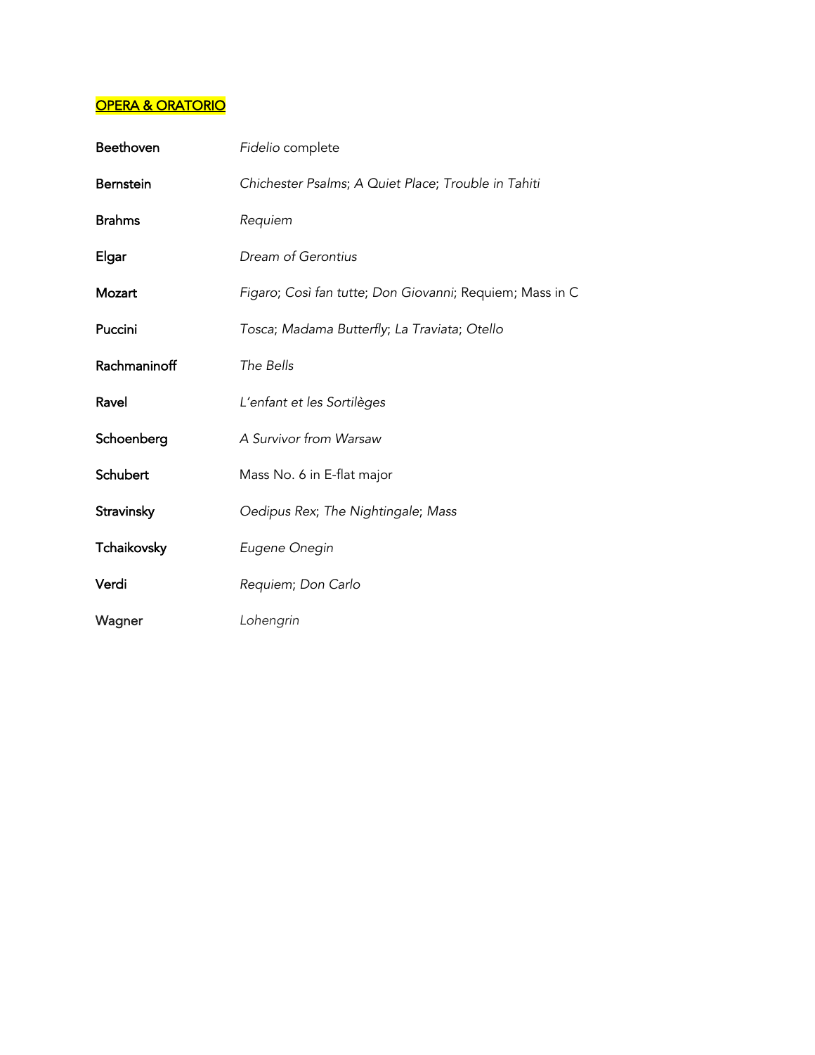## OPERA & ORATORIO

| | |
|---|---|
| **Beethoven** | *Fidelio* complete |
| **Bernstein** | *Chichester Psalms*; *A Quiet Place*; *Trouble in Tahiti* |
| **Brahms** | *Requiem* |
| **Elgar** | *Dream of Gerontius* |
| **Mozart** | *Figaro*; *Così fan tutte*; *Don Giovanni*; Requiem; Mass in C |
| **Puccini** | *Tosca*; *Madama Butterfly*; *La Traviata*; *Otello* |
| **Rachmaninoff** | *The Bells* |
| **Ravel** | *L'enfant et les Sortilèges* |
| **Schoenberg** | *A Survivor from Warsaw* |
| **Schubert** | Mass No. 6 in E-flat major |
| **Stravinsky** | *Oedipus Rex*; *The Nightingale*; *Mass* |
| **Tchaikovsky** | *Eugene Onegin* |
| **Verdi** | *Requiem*; *Don Carlo* |
| **Wagner** | *Lohengrin* |